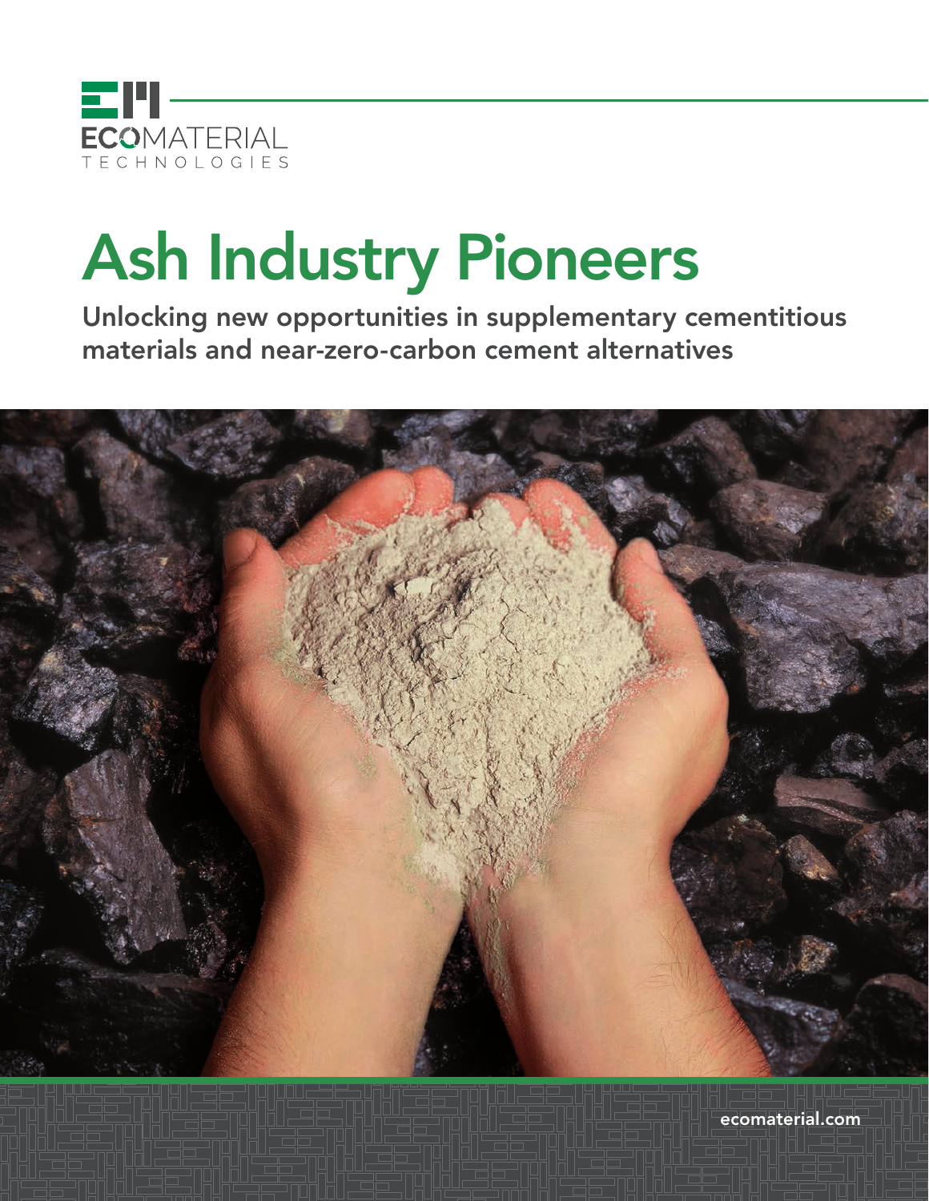ECOMATERIAL TECHNOLOGIES

# Ash Industry Pioneers

**Unlocking new opportunities in supplementary cementitious materials and near-zero-carbon cement alternatives**

ecomaterial.com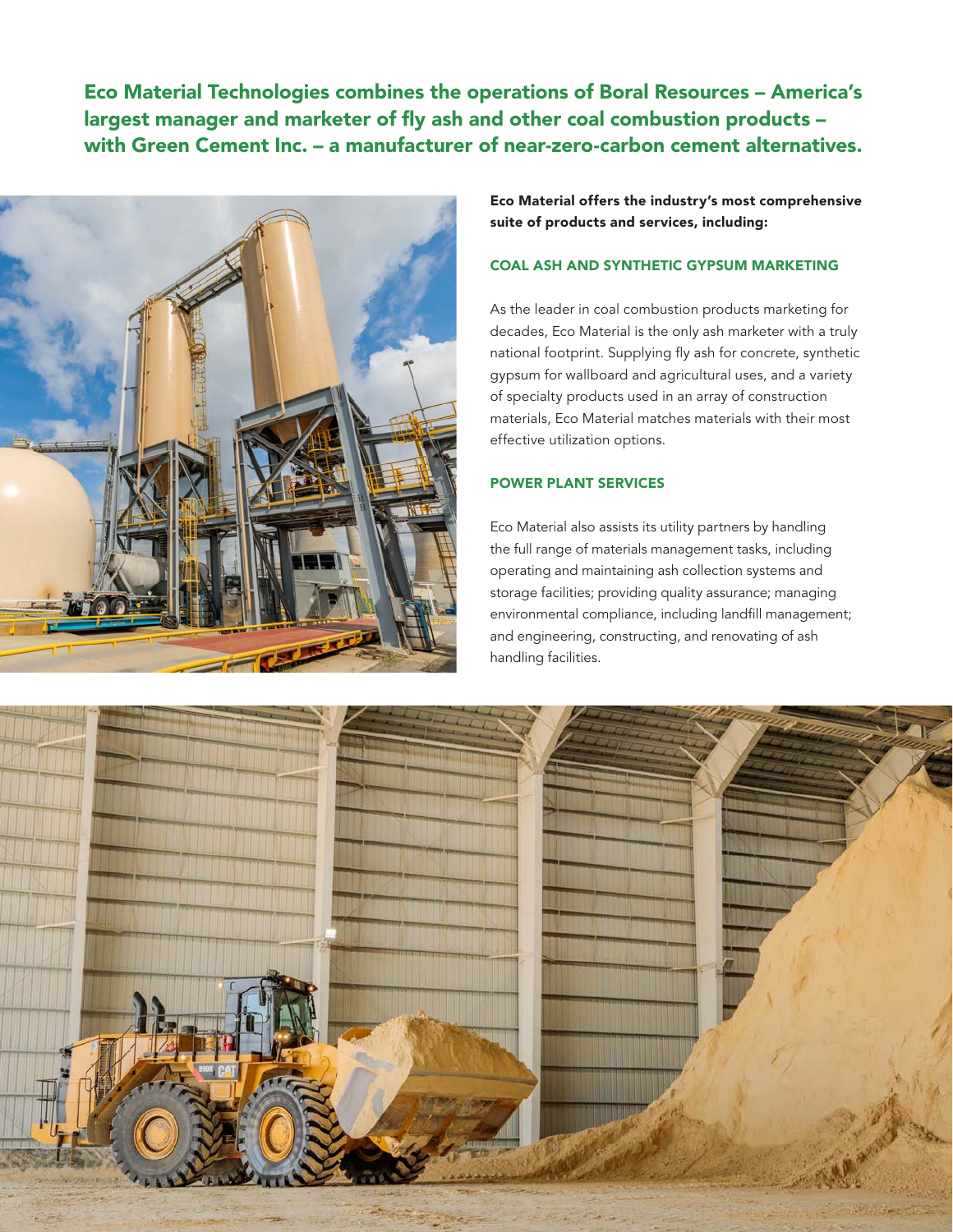## Eco Material Technologies combines the operations of Boral Resources – America's largest manager and marketer of fly ash and other coal combustion products – with Green Cement Inc. – a manufacturer of near-zero-carbon cement alternatives.

**Eco Material offers the industry's most comprehensive suite of products and services, including:**

### COAL ASH AND SYNTHETIC GYPSUM MARKETING

As the leader in coal combustion products marketing for decades, Eco Material is the only ash marketer with a truly national footprint. Supplying fly ash for concrete, synthetic gypsum for wallboard and agricultural uses, and a variety of specialty products used in an array of construction materials, Eco Material matches materials with their most effective utilization options.

### POWER PLANT SERVICES

Eco Material also assists its utility partners by handling the full range of materials management tasks, including operating and maintaining ash collection systems and storage facilities; providing quality assurance; managing environmental compliance, including landfill management; and engineering, constructing, and renovating of ash handling facilities.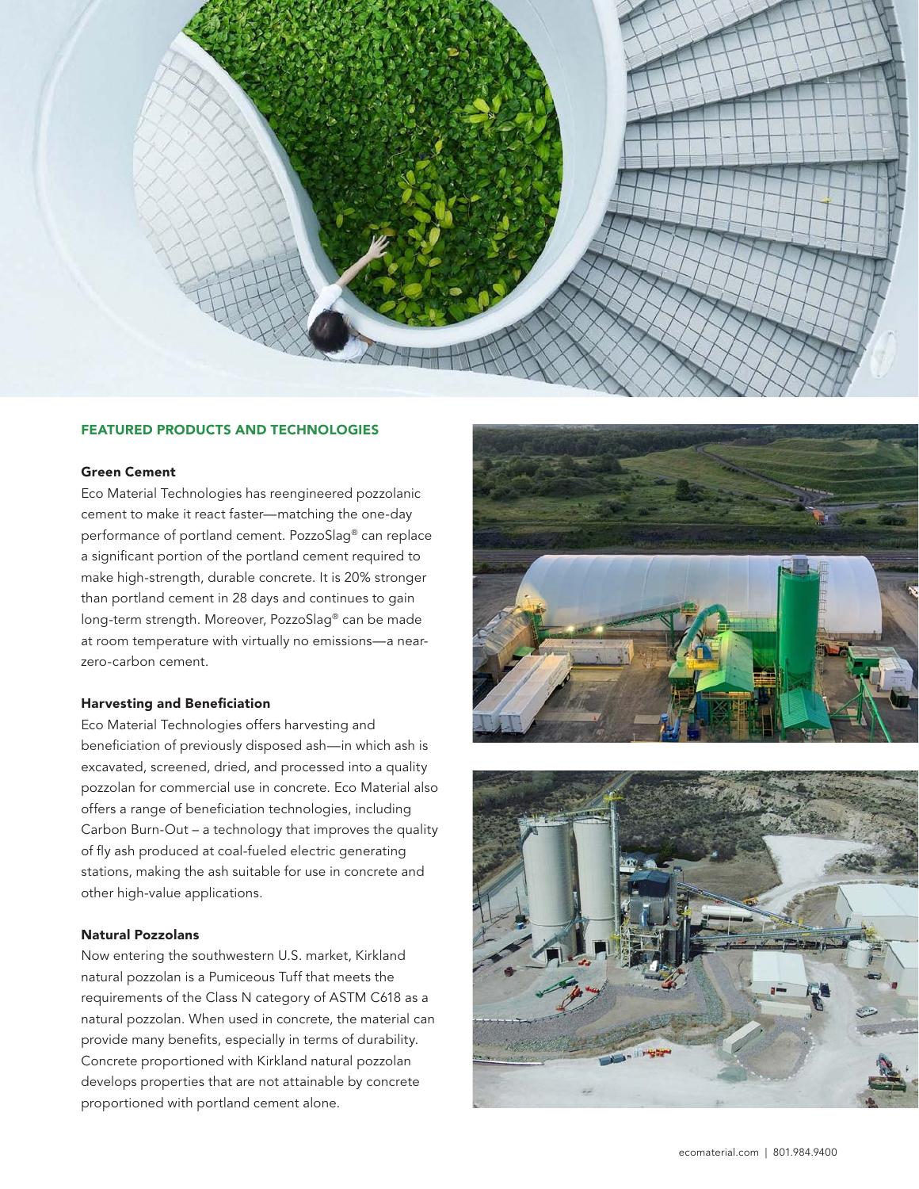## FEATURED PRODUCTS AND TECHNOLOGIES

### Green Cement

Eco Material Technologies has reengineered pozzolanic cement to make it react faster—matching the one-day performance of portland cement. PozzoSlag® can replace a significant portion of the portland cement required to make high-strength, durable concrete. It is 20% stronger than portland cement in 28 days and continues to gain long-term strength. Moreover, PozzoSlag® can be made at room temperature with virtually no emissions—a near-zero-carbon cement.

### Harvesting and Beneficiation

Eco Material Technologies offers harvesting and beneficiation of previously disposed ash—in which ash is excavated, screened, dried, and processed into a quality pozzolan for commercial use in concrete. Eco Material also offers a range of beneficiation technologies, including Carbon Burn-Out – a technology that improves the quality of fly ash produced at coal-fueled electric generating stations, making the ash suitable for use in concrete and other high-value applications.

### Natural Pozzolans

Now entering the southwestern U.S. market, Kirkland natural pozzolan is a Pumiceous Tuff that meets the requirements of the Class N category of ASTM C618 as a natural pozzolan. When used in concrete, the material can provide many benefits, especially in terms of durability. Concrete proportioned with Kirkland natural pozzolan develops properties that are not attainable by concrete proportioned with portland cement alone.

ecomaterial.com | 801.984.9400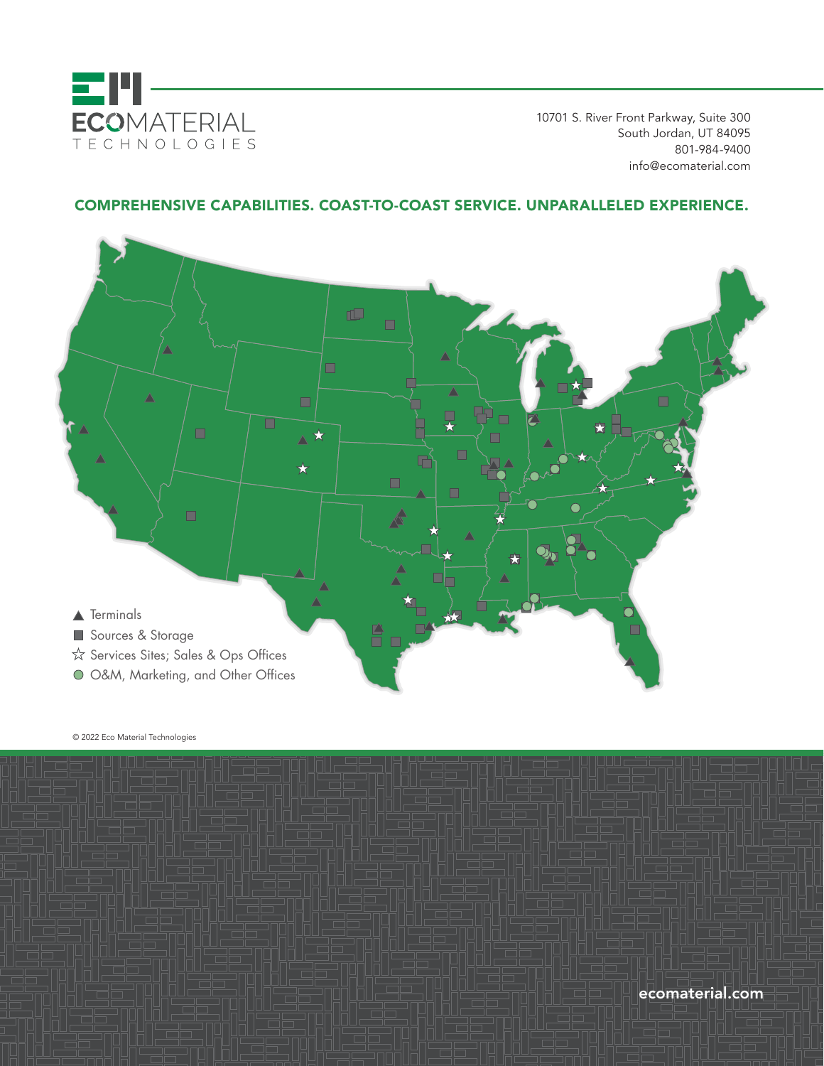ECOMATERIAL
TECHNOLOGIES

10701 S. River Front Parkway, Suite 300
South Jordan, UT 84095
801-984-9400
info@ecomaterial.com

## COMPREHENSIVE CAPABILITIES. COAST-TO-COAST SERVICE. UNPARALLELED EXPERIENCE.

▲ Terminals
■ Sources & Storage
☆ Services Sites; Sales & Ops Offices
● O&M, Marketing, and Other Offices

© 2022 Eco Material Technologies

ecomaterial.com